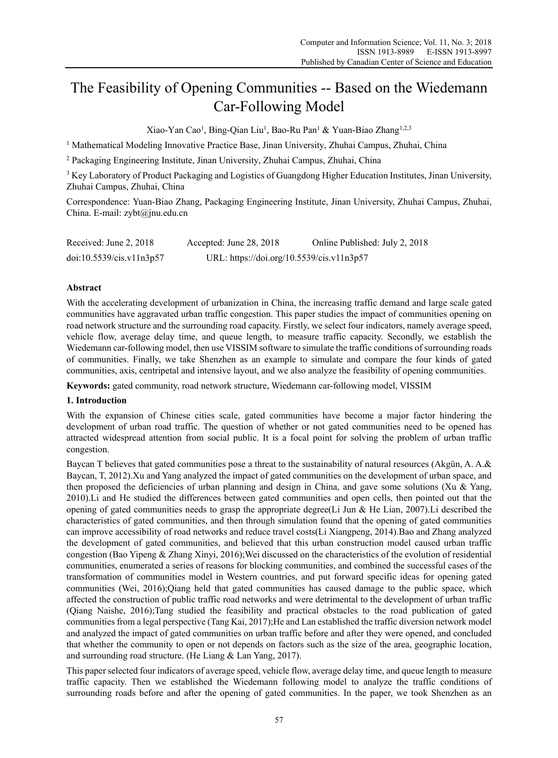# The Feasibility of Opening Communities -- Based on the Wiedemann Car-Following Model

Xiao-Yan Cao[1], Bing-Qian Liu[1], Bao-Ru Pan[1] & Yuan-Biao Zhang[1,2,3]

[1] Mathematical Modeling Innovative Practice Base, Jinan University, Zhuhai Campus, Zhuhai, China

[2] Packaging Engineering Institute, Jinan University, Zhuhai Campus, Zhuhai, China

[3] Key Laboratory of Product Packaging and Logistics of Guangdong Higher Education Institutes, Jinan University, Zhuhai Campus, Zhuhai, China

Correspondence: Yuan-Biao Zhang, Packaging Engineering Institute, Jinan University, Zhuhai Campus, Zhuhai, China. E-mail: zybt@jnu.edu.cn

Received: June 2, 2018 Accepted: June 28, 2018 Online Published: July 2, 2018

doi:10.5539/cis.v11n3p57 URL: https://doi.org/10.5539/cis.v11n3p57

## Abstract

With the accelerating development of urbanization in China, the increasing traffic demand and large scale gated communities have aggravated urban traffic congestion. This paper studies the impact of communities opening on road network structure and the surrounding road capacity. Firstly, we select four indicators, namely average speed, vehicle flow, average delay time, and queue length, to measure traffic capacity. Secondly, we establish the Wiedemann car-following model, then use VISSIM software to simulate the traffic conditions of surrounding roads of communities. Finally, we take Shenzhen as an example to simulate and compare the four kinds of gated communities, axis, centripetal and intensive layout, and we also analyze the feasibility of opening communities.

**Keywords:** gated community, road network structure, Wiedemann car-following model, VISSIM

## 1. Introduction

With the expansion of Chinese cities scale, gated communities have become a major factor hindering the development of urban road traffic. The question of whether or not gated communities need to be opened has attracted widespread attention from social public. It is a focal point for solving the problem of urban traffic congestion.

Baycan T believes that gated communities pose a threat to the sustainability of natural resources (Akgün, A. A.& Baycan, T, 2012).Xu and Yang analyzed the impact of gated communities on the development of urban space, and then proposed the deficiencies of urban planning and design in China, and gave some solutions (Xu & Yang, 2010).Li and He studied the differences between gated communities and open cells, then pointed out that the opening of gated communities needs to grasp the appropriate degree(Li Jun & He Lian, 2007).Li described the characteristics of gated communities, and then through simulation found that the opening of gated communities can improve accessibility of road networks and reduce travel costs(Li Xiangpeng, 2014).Bao and Zhang analyzed the development of gated communities, and believed that this urban construction model caused urban traffic congestion (Bao Yipeng & Zhang Xinyi, 2016);Wei discussed on the characteristics of the evolution of residential communities, enumerated a series of reasons for blocking communities, and combined the successful cases of the transformation of communities model in Western countries, and put forward specific ideas for opening gated communities (Wei, 2016);Qiang held that gated communities has caused damage to the public space, which affected the construction of public traffic road networks and were detrimental to the development of urban traffic (Qiang Naishe, 2016);Tang studied the feasibility and practical obstacles to the road publication of gated communities from a legal perspective (Tang Kai, 2017);He and Lan established the traffic diversion network model and analyzed the impact of gated communities on urban traffic before and after they were opened, and concluded that whether the community to open or not depends on factors such as the size of the area, geographic location, and surrounding road structure. (He Liang & Lan Yang, 2017).

This paper selected four indicators of average speed, vehicle flow, average delay time, and queue length to measure traffic capacity. Then we established the Wiedemann following model to analyze the traffic conditions of surrounding roads before and after the opening of gated communities. In the paper, we took Shenzhen as an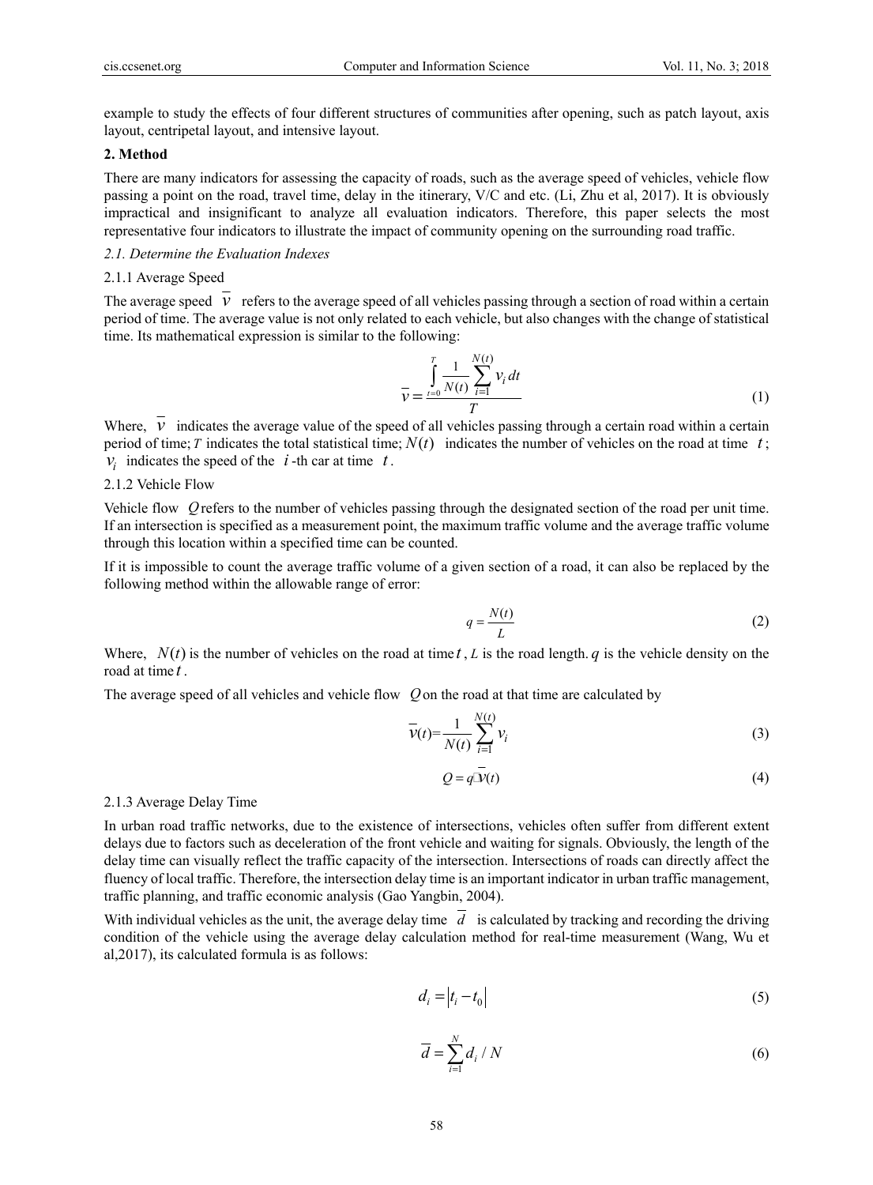example to study the effects of four different structures of communities after opening, such as patch layout, axis layout, centripetal layout, and intensive layout.

## 2. Method

There are many indicators for assessing the capacity of roads, such as the average speed of vehicles, vehicle flow passing a point on the road, travel time, delay in the itinerary, V/C and etc. (Li, Zhu et al, 2017). It is obviously impractical and insignificant to analyze all evaluation indicators. Therefore, this paper selects the most representative four indicators to illustrate the impact of community opening on the surrounding road traffic.

### *2.1. Determine the Evaluation Indexes*

#### 2.1.1 Average Speed

The average speed $\overline{v}$ refers to the average speed of all vehicles passing through a section of road within a certain period of time. The average value is not only related to each vehicle, but also changes with the change of statistical time. Its mathematical expression is similar to the following:

$$\overline{v} = \frac{\int_{t=0}^{T} \frac{1}{N(t)} \sum_{i=1}^{N(t)} v_i \, dt}{T} \tag{1}$$

Where, $\overline{v}$ indicates the average value of the speed of all vehicles passing through a certain road within a certain period of time; $T$ indicates the total statistical time; $N(t)$ indicates the number of vehicles on the road at time $t$; $v_i$ indicates the speed of the $i$-th car at time $t$.

#### 2.1.2 Vehicle Flow

Vehicle flow $Q$ refers to the number of vehicles passing through the designated section of the road per unit time. If an intersection is specified as a measurement point, the maximum traffic volume and the average traffic volume through this location within a specified time can be counted.

If it is impossible to count the average traffic volume of a given section of a road, it can also be replaced by the following method within the allowable range of error:

$$q = \frac{N(t)}{L} \tag{2}$$

Where, $N(t)$ is the number of vehicles on the road at time $t$, $L$ is the road length. $q$ is the vehicle density on the road at time $t$.

The average speed of all vehicles and vehicle flow $Q$ on the road at that time are calculated by

$$\overline{v}(t) = \frac{1}{N(t)} \sum_{i=1}^{N(t)} v_i \tag{3}$$

$$Q = q \cdot \overline{v}(t) \tag{4}$$

#### 2.1.3 Average Delay Time

In urban road traffic networks, due to the existence of intersections, vehicles often suffer from different extent delays due to factors such as deceleration of the front vehicle and waiting for signals. Obviously, the length of the delay time can visually reflect the traffic capacity of the intersection. Intersections of roads can directly affect the fluency of local traffic. Therefore, the intersection delay time is an important indicator in urban traffic management, traffic planning, and traffic economic analysis (Gao Yangbin, 2004).

With individual vehicles as the unit, the average delay time $\overline{d}$ is calculated by tracking and recording the driving condition of the vehicle using the average delay calculation method for real-time measurement (Wang, Wu et al,2017), its calculated formula is as follows:

$$d_i = \left| t_i - t_0 \right| \tag{5}$$

$$\overline{d} = \sum_{i=1}^{N} d_i / N \tag{6}$$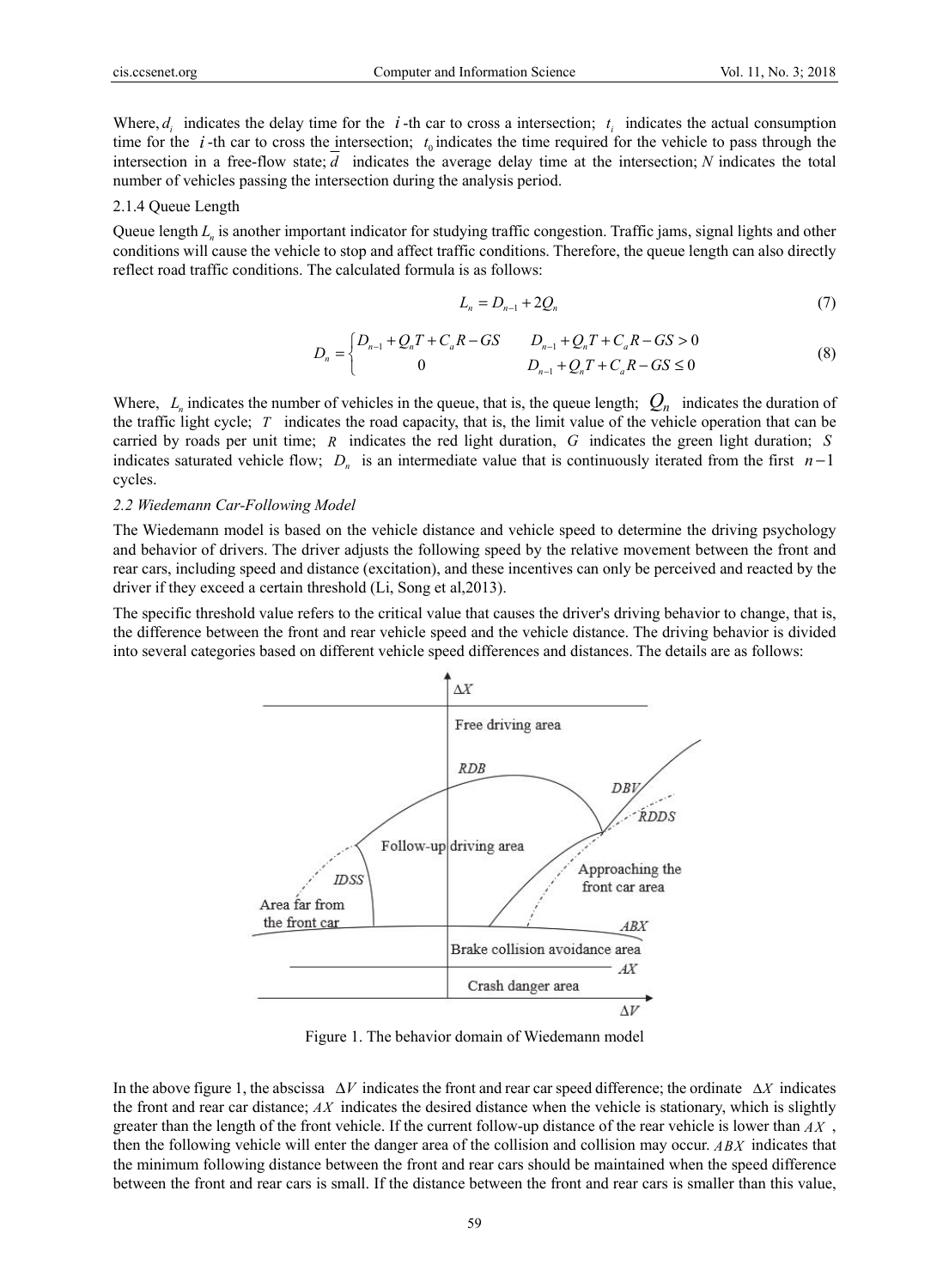Where, $d_i$ indicates the delay time for the $i$-th car to cross a intersection; $t_i$ indicates the actual consumption time for the $i$-th car to cross the intersection; $t_0$ indicates the time required for the vehicle to pass through the intersection in a free-flow state; $\overline{d}$ indicates the average delay time at the intersection; $N$ indicates the total number of vehicles passing the intersection during the analysis period.

### 2.1.4 Queue Length

Queue length $L_n$ is another important indicator for studying traffic congestion. Traffic jams, signal lights and other conditions will cause the vehicle to stop and affect traffic conditions. Therefore, the queue length can also directly reflect road traffic conditions. The calculated formula is as follows:

$$L_n = D_{n-1} + 2Q_n \tag{7}$$

$$D_n = \begin{cases} D_{n-1} + Q_n T + C_a R - GS & D_{n-1} + Q_n T + C_a R - GS > 0 \\ 0 & D_{n-1} + Q_n T + C_a R - GS \le 0 \end{cases} \tag{8}$$

Where, $L_n$ indicates the number of vehicles in the queue, that is, the queue length; $Q_n$ indicates the duration of the traffic light cycle; $T$ indicates the road capacity, that is, the limit value of the vehicle operation that can be carried by roads per unit time; $R$ indicates the red light duration, $G$ indicates the green light duration; $S$ indicates saturated vehicle flow; $D_n$ is an intermediate value that is continuously iterated from the first $n-1$ cycles.

### *2.2 Wiedemann Car-Following Model*

The Wiedemann model is based on the vehicle distance and vehicle speed to determine the driving psychology and behavior of drivers. The driver adjusts the following speed by the relative movement between the front and rear cars, including speed and distance (excitation), and these incentives can only be perceived and reacted by the driver if they exceed a certain threshold (Li, Song et al,2013).

The specific threshold value refers to the critical value that causes the driver's driving behavior to change, that is, the difference between the front and rear vehicle speed and the vehicle distance. The driving behavior is divided into several categories based on different vehicle speed differences and distances. The details are as follows:

Figure 1. The behavior domain of Wiedemann model

In the above figure 1, the abscissa $\Delta V$ indicates the front and rear car speed difference; the ordinate $\Delta X$ indicates the front and rear car distance; $AX$ indicates the desired distance when the vehicle is stationary, which is slightly greater than the length of the front vehicle. If the current follow-up distance of the rear vehicle is lower than $AX$, then the following vehicle will enter the danger area of the collision and collision may occur. $ABX$ indicates that the minimum following distance between the front and rear cars should be maintained when the speed difference between the front and rear cars is small. If the distance between the front and rear cars is smaller than this value,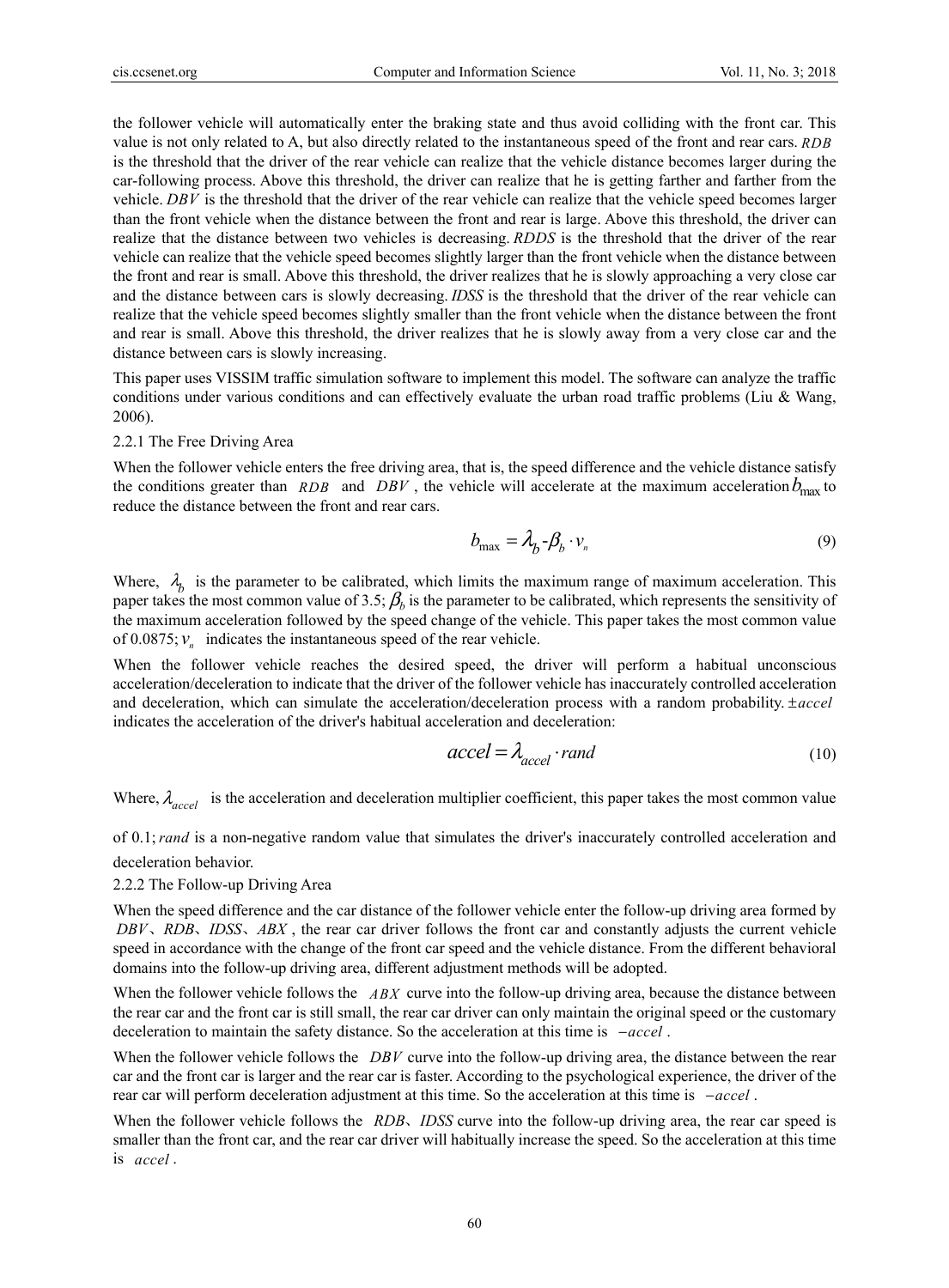the follower vehicle will automatically enter the braking state and thus avoid colliding with the front car. This value is not only related to A, but also directly related to the instantaneous speed of the front and rear cars. $RDB$ is the threshold that the driver of the rear vehicle can realize that the vehicle distance becomes larger during the car-following process. Above this threshold, the driver can realize that he is getting farther and farther from the vehicle. $DBV$ is the threshold that the driver of the rear vehicle can realize that the vehicle speed becomes larger than the front vehicle when the distance between the front and rear is large. Above this threshold, the driver can realize that the distance between two vehicles is decreasing. $RDDS$ is the threshold that the driver of the rear vehicle can realize that the vehicle speed becomes slightly larger than the front vehicle when the distance between the front and rear is small. Above this threshold, the driver realizes that he is slowly approaching a very close car and the distance between cars is slowly decreasing. $IDSS$ is the threshold that the driver of the rear vehicle can realize that the vehicle speed becomes slightly smaller than the front vehicle when the distance between the front and rear is small. Above this threshold, the driver realizes that he is slowly away from a very close car and the distance between cars is slowly increasing.

This paper uses VISSIM traffic simulation software to implement this model. The software can analyze the traffic conditions under various conditions and can effectively evaluate the urban road traffic problems (Liu & Wang, 2006).

### 2.2.1 The Free Driving Area

When the follower vehicle enters the free driving area, that is, the speed difference and the vehicle distance satisfy the conditions greater than $RDB$ and $DBV$, the vehicle will accelerate at the maximum acceleration $b_{\max}$ to reduce the distance between the front and rear cars.

$$b_{\max} = \lambda_b - \beta_b \cdot v_n \tag{9}$$

Where, $\lambda_b$ is the parameter to be calibrated, which limits the maximum range of maximum acceleration. This paper takes the most common value of 3.5; $\beta_b$ is the parameter to be calibrated, which represents the sensitivity of the maximum acceleration followed by the speed change of the vehicle. This paper takes the most common value of 0.0875; $v_n$ indicates the instantaneous speed of the rear vehicle.

When the follower vehicle reaches the desired speed, the driver will perform a habitual unconscious acceleration/deceleration to indicate that the driver of the follower vehicle has inaccurately controlled acceleration and deceleration, which can simulate the acceleration/deceleration process with a random probability. $\pm accel$ indicates the acceleration of the driver's habitual acceleration and deceleration:

$$accel = \lambda_{accel} \cdot rand \tag{10}$$

Where, $\lambda_{accel}$ is the acceleration and deceleration multiplier coefficient, this paper takes the most common value of 0.1; $rand$ is a non-negative random value that simulates the driver's inaccurately controlled acceleration and deceleration behavior.

### 2.2.2 The Follow-up Driving Area

When the speed difference and the car distance of the follower vehicle enter the follow-up driving area formed by $DBV$、$RDB$、$IDSS$、$ABX$, the rear car driver follows the front car and constantly adjusts the current vehicle speed in accordance with the change of the front car speed and the vehicle distance. From the different behavioral domains into the follow-up driving area, different adjustment methods will be adopted.

When the follower vehicle follows the $ABX$ curve into the follow-up driving area, because the distance between the rear car and the front car is still small, the rear car driver can only maintain the original speed or the customary deceleration to maintain the safety distance. So the acceleration at this time is $-accel$.

When the follower vehicle follows the $DBV$ curve into the follow-up driving area, the distance between the rear car and the front car is larger and the rear car is faster. According to the psychological experience, the driver of the rear car will perform deceleration adjustment at this time. So the acceleration at this time is $-accel$.

When the follower vehicle follows the $RDB$、$IDSS$ curve into the follow-up driving area, the rear car speed is smaller than the front car, and the rear car driver will habitually increase the speed. So the acceleration at this time is $accel$.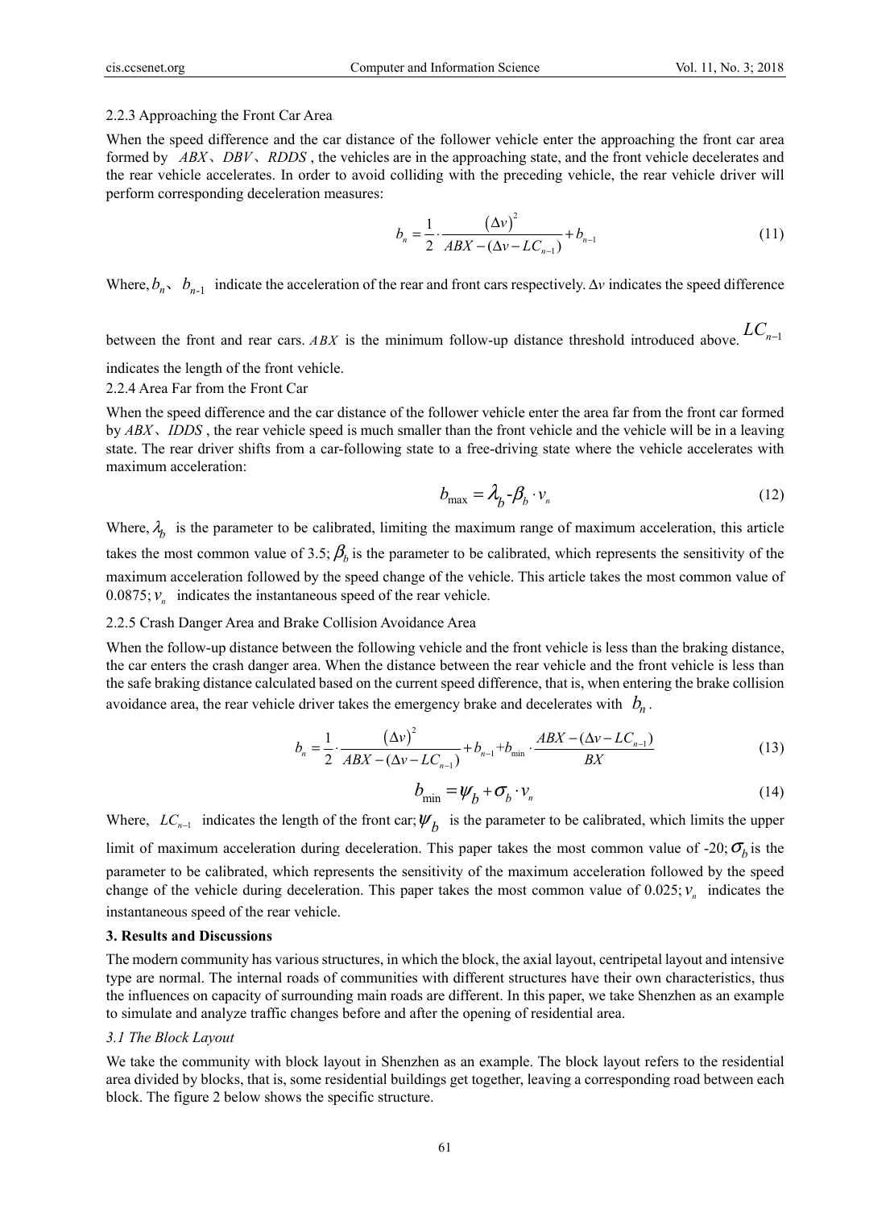2.2.3 Approaching the Front Car Area

When the speed difference and the car distance of the follower vehicle enter the approaching the front car area formed by $ABX$、$DBV$、$RDDS$, the vehicles are in the approaching state, and the front vehicle decelerates and the rear vehicle accelerates. In order to avoid colliding with the preceding vehicle, the rear vehicle driver will perform corresponding deceleration measures:

$$b_n = \frac{1}{2} \cdot \frac{(\Delta v)^2}{ABX - (\Delta v - LC_{n-1})} + b_{n-1} \tag{11}$$

Where, $b_n$、$b_{n-1}$ indicate the acceleration of the rear and front cars respectively. $\Delta v$ indicates the speed difference between the front and rear cars. $ABX$ is the minimum follow-up distance threshold introduced above. $LC_{n-1}$ indicates the length of the front vehicle.

2.2.4 Area Far from the Front Car

When the speed difference and the car distance of the follower vehicle enter the area far from the front car formed by $ABX$、$IDDS$, the rear vehicle speed is much smaller than the front vehicle and the vehicle will be in a leaving state. The rear driver shifts from a car-following state to a free-driving state where the vehicle accelerates with maximum acceleration:

$$b_{\max} = \lambda_b - \beta_b \cdot v_n \tag{12}$$

Where, $\lambda_b$ is the parameter to be calibrated, limiting the maximum range of maximum acceleration, this article takes the most common value of 3.5; $\beta_b$ is the parameter to be calibrated, which represents the sensitivity of the maximum acceleration followed by the speed change of the vehicle. This article takes the most common value of 0.0875; $v_n$ indicates the instantaneous speed of the rear vehicle.

2.2.5 Crash Danger Area and Brake Collision Avoidance Area

When the follow-up distance between the following vehicle and the front vehicle is less than the braking distance, the car enters the crash danger area. When the distance between the rear vehicle and the front vehicle is less than the safe braking distance calculated based on the current speed difference, that is, when entering the brake collision avoidance area, the rear vehicle driver takes the emergency brake and decelerates with $b_n$.

$$b_n = \frac{1}{2} \cdot \frac{(\Delta v)^2}{ABX - (\Delta v - LC_{n-1})} + b_{n-1} + b_{\min} \cdot \frac{ABX - (\Delta v - LC_{n-1})}{BX} \tag{13}$$

$$b_{\min} = \psi_b + \sigma_b \cdot v_n \tag{14}$$

Where, $LC_{n-1}$ indicates the length of the front car; $\psi_b$ is the parameter to be calibrated, which limits the upper limit of maximum acceleration during deceleration. This paper takes the most common value of -20; $\sigma_b$ is the parameter to be calibrated, which represents the sensitivity of the maximum acceleration followed by the speed change of the vehicle during deceleration. This paper takes the most common value of 0.025; $v_n$ indicates the instantaneous speed of the rear vehicle.

## 3. Results and Discussions

The modern community has various structures, in which the block, the axial layout, centripetal layout and intensive type are normal. The internal roads of communities with different structures have their own characteristics, thus the influences on capacity of surrounding main roads are different. In this paper, we take Shenzhen as an example to simulate and analyze traffic changes before and after the opening of residential area.

### *3.1 The Block Layout*

We take the community with block layout in Shenzhen as an example. The block layout refers to the residential area divided by blocks, that is, some residential buildings get together, leaving a corresponding road between each block. The figure 2 below shows the specific structure.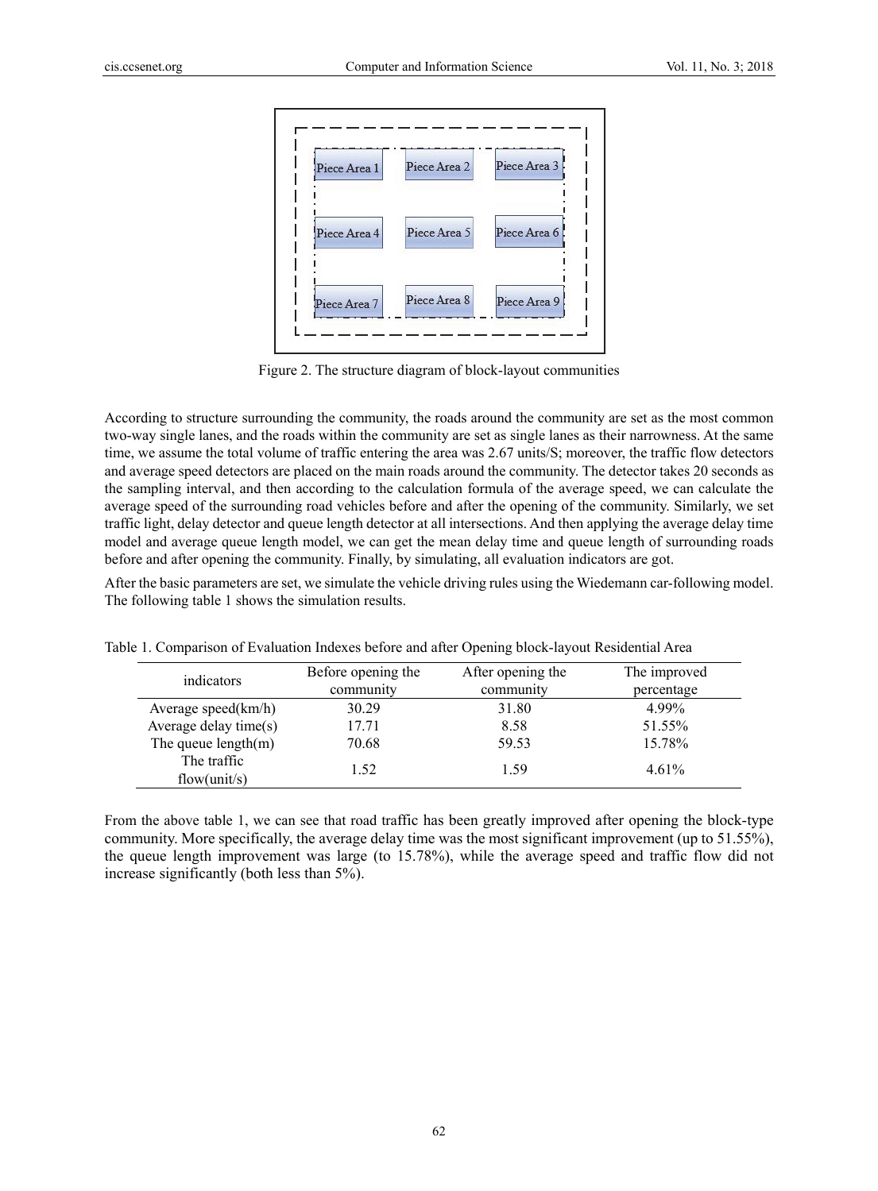Figure 2. The structure diagram of block-layout communities

According to structure surrounding the community, the roads around the community are set as the most common two-way single lanes, and the roads within the community are set as single lanes as their narrowness. At the same time, we assume the total volume of traffic entering the area was 2.67 units/S; moreover, the traffic flow detectors and average speed detectors are placed on the main roads around the community. The detector takes 20 seconds as the sampling interval, and then according to the calculation formula of the average speed, we can calculate the average speed of the surrounding road vehicles before and after the opening of the community. Similarly, we set traffic light, delay detector and queue length detector at all intersections. And then applying the average delay time model and average queue length model, we can get the mean delay time and queue length of surrounding roads before and after opening the community. Finally, by simulating, all evaluation indicators are got.

After the basic parameters are set, we simulate the vehicle driving rules using the Wiedemann car-following model. The following table 1 shows the simulation results.

Table 1. Comparison of Evaluation Indexes before and after Opening block-layout Residential Area

| indicators | Before opening the community | After opening the community | The improved percentage |
| --- | --- | --- | --- |
| Average speed(km/h) | 30.29 | 31.80 | 4.99% |
| Average delay time(s) | 17.71 | 8.58 | 51.55% |
| The queue length(m) | 70.68 | 59.53 | 15.78% |
| The traffic flow(unit/s) | 1.52 | 1.59 | 4.61% |

From the above table 1, we can see that road traffic has been greatly improved after opening the block-type community. More specifically, the average delay time was the most significant improvement (up to 51.55%), the queue length improvement was large (to 15.78%), while the average speed and traffic flow did not increase significantly (both less than 5%).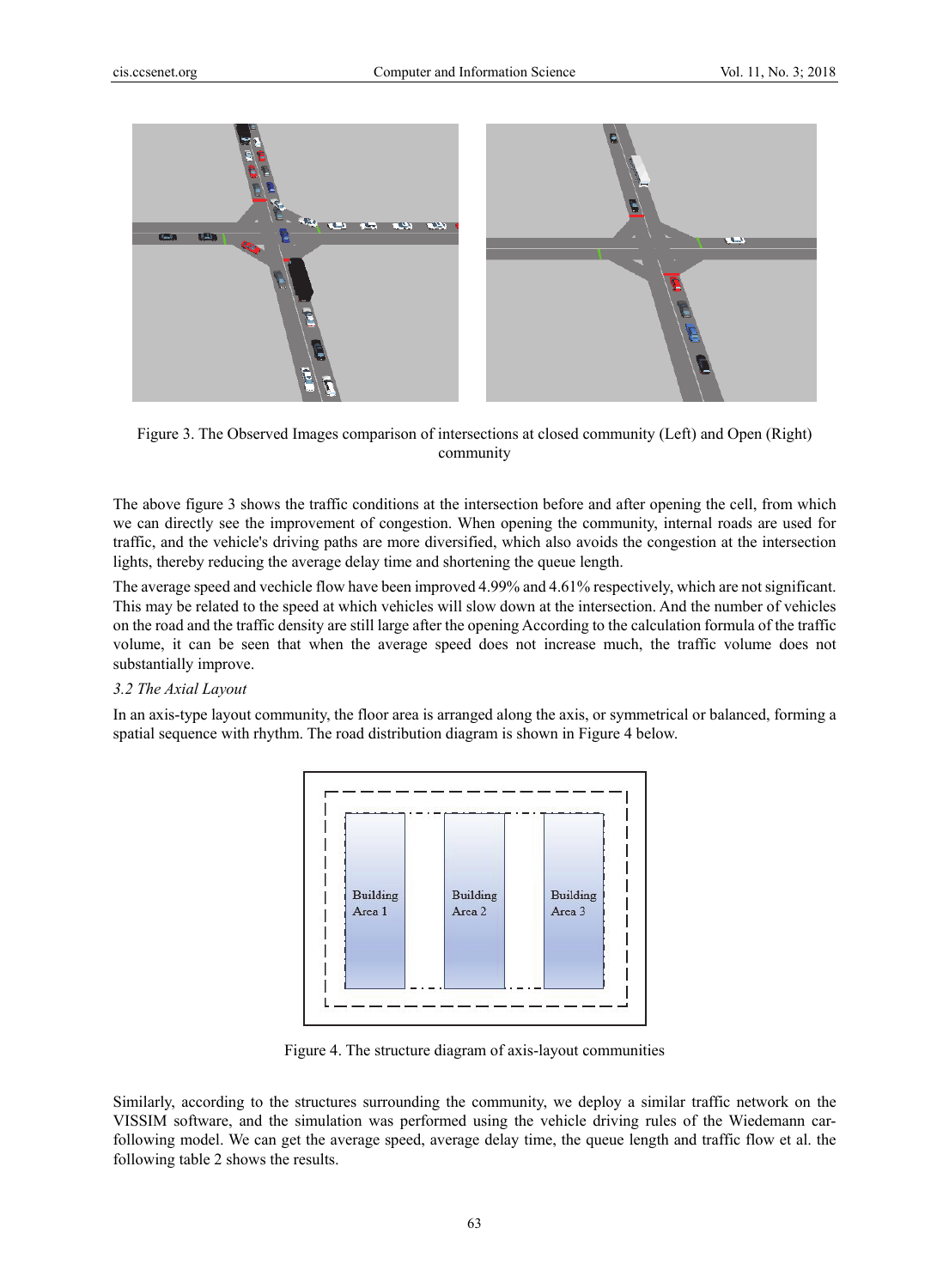Figure 3. The Observed Images comparison of intersections at closed community (Left) and Open (Right) community

The above figure 3 shows the traffic conditions at the intersection before and after opening the cell, from which we can directly see the improvement of congestion. When opening the community, internal roads are used for traffic, and the vehicle's driving paths are more diversified, which also avoids the congestion at the intersection lights, thereby reducing the average delay time and shortening the queue length.

The average speed and vechicle flow have been improved 4.99% and 4.61% respectively, which are not significant. This may be related to the speed at which vehicles will slow down at the intersection. And the number of vehicles on the road and the traffic density are still large after the opening According to the calculation formula of the traffic volume, it can be seen that when the average speed does not increase much, the traffic volume does not substantially improve.

*3.2 The Axial Layout*

In an axis-type layout community, the floor area is arranged along the axis, or symmetrical or balanced, forming a spatial sequence with rhythm. The road distribution diagram is shown in Figure 4 below.

Building Area 1 | Building Area 2 | Building Area 3

Figure 4. The structure diagram of axis-layout communities

Similarly, according to the structures surrounding the community, we deploy a similar traffic network on the VISSIM software, and the simulation was performed using the vehicle driving rules of the Wiedemann car-following model. We can get the average speed, average delay time, the queue length and traffic flow et al. the following table 2 shows the results.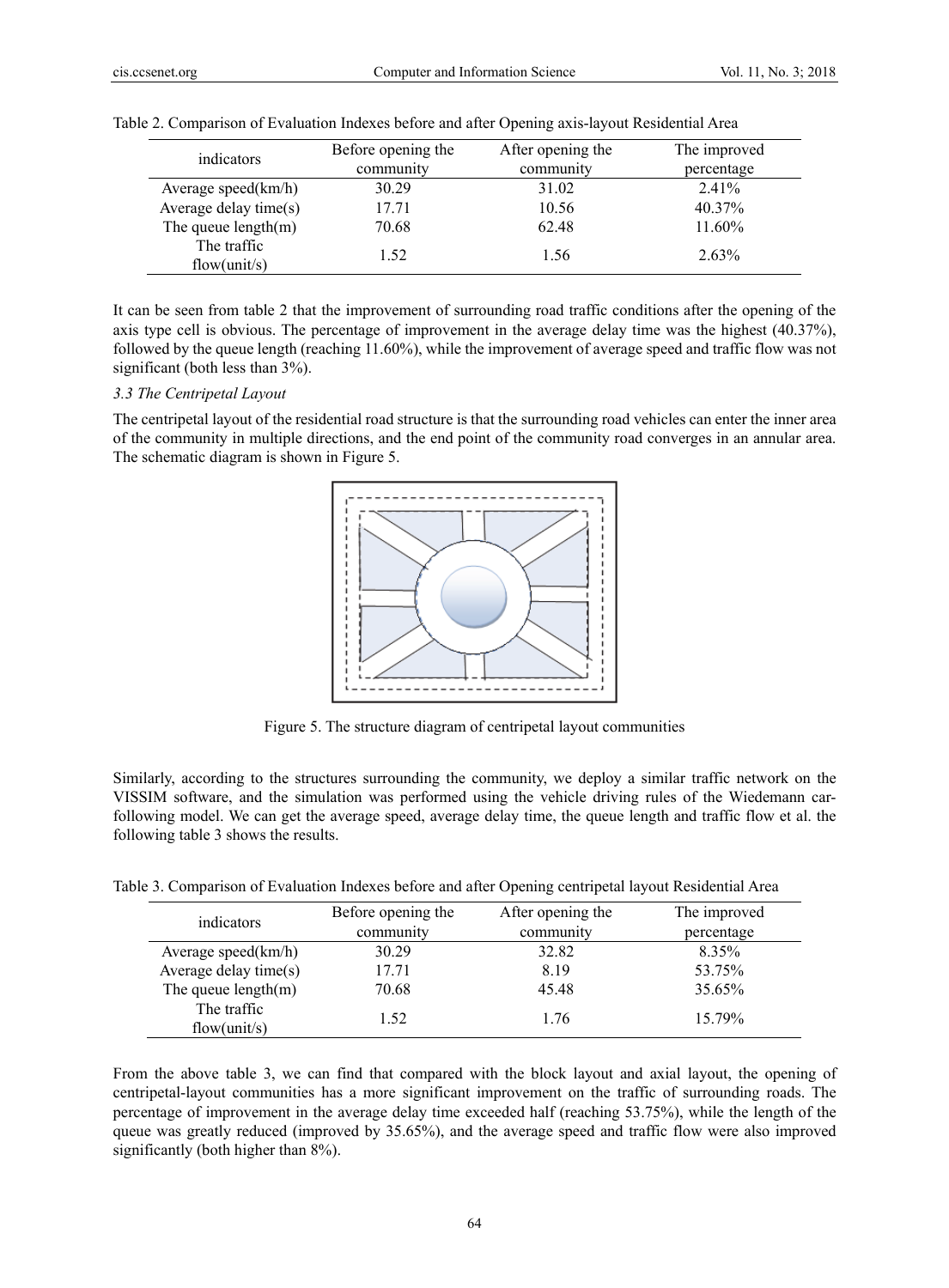Table 2. Comparison of Evaluation Indexes before and after Opening axis-layout Residential Area

| indicators | Before opening the community | After opening the community | The improved percentage |
|---|---|---|---|
| Average speed(km/h) | 30.29 | 31.02 | 2.41% |
| Average delay time(s) | 17.71 | 10.56 | 40.37% |
| The queue length(m) | 70.68 | 62.48 | 11.60% |
| The traffic flow(unit/s) | 1.52 | 1.56 | 2.63% |

It can be seen from table 2 that the improvement of surrounding road traffic conditions after the opening of the axis type cell is obvious. The percentage of improvement in the average delay time was the highest (40.37%), followed by the queue length (reaching 11.60%), while the improvement of average speed and traffic flow was not significant (both less than 3%).

### *3.3 The Centripetal Layout*

The centripetal layout of the residential road structure is that the surrounding road vehicles can enter the inner area of the community in multiple directions, and the end point of the community road converges in an annular area. The schematic diagram is shown in Figure 5.

Figure 5. The structure diagram of centripetal layout communities

Similarly, according to the structures surrounding the community, we deploy a similar traffic network on the VISSIM software, and the simulation was performed using the vehicle driving rules of the Wiedemann car-following model. We can get the average speed, average delay time, the queue length and traffic flow et al. the following table 3 shows the results.

Table 3. Comparison of Evaluation Indexes before and after Opening centripetal layout Residential Area

| indicators | Before opening the community | After opening the community | The improved percentage |
|---|---|---|---|
| Average speed(km/h) | 30.29 | 32.82 | 8.35% |
| Average delay time(s) | 17.71 | 8.19 | 53.75% |
| The queue length(m) | 70.68 | 45.48 | 35.65% |
| The traffic flow(unit/s) | 1.52 | 1.76 | 15.79% |

From the above table 3, we can find that compared with the block layout and axial layout, the opening of centripetal-layout communities has a more significant improvement on the traffic of surrounding roads. The percentage of improvement in the average delay time exceeded half (reaching 53.75%), while the length of the queue was greatly reduced (improved by 35.65%), and the average speed and traffic flow were also improved significantly (both higher than 8%).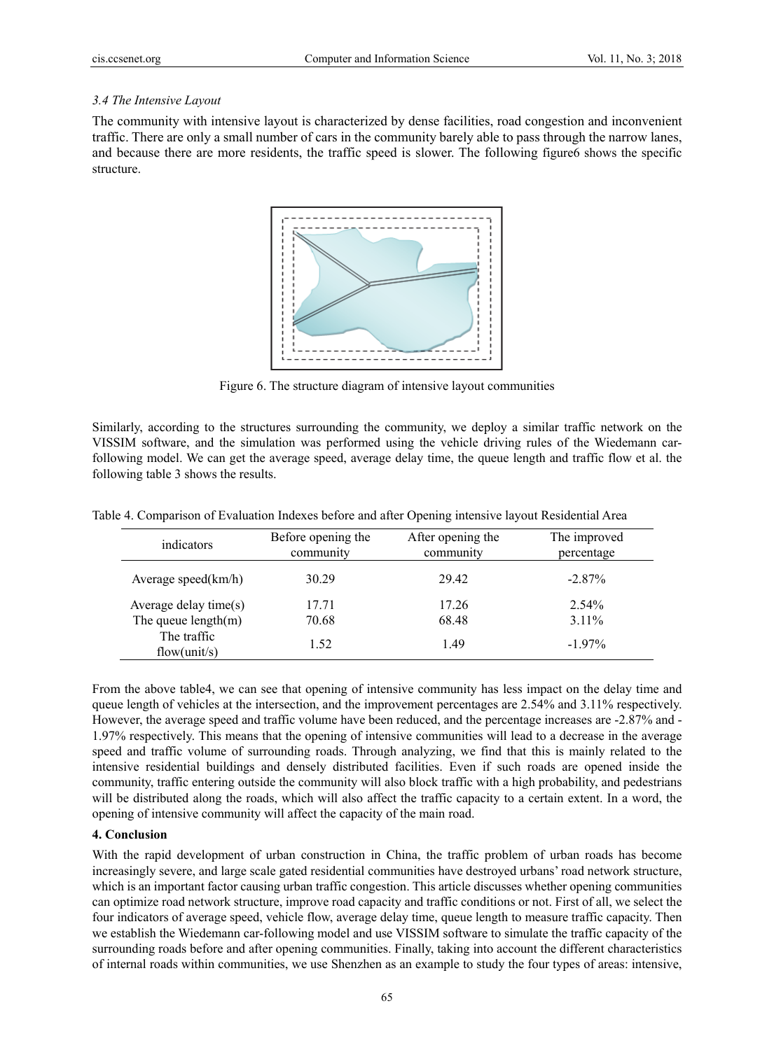*3.4 The Intensive Layout*

The community with intensive layout is characterized by dense facilities, road congestion and inconvenient traffic. There are only a small number of cars in the community barely able to pass through the narrow lanes, and because there are more residents, the traffic speed is slower. The following figure6 shows the specific structure.

Figure 6. The structure diagram of intensive layout communities

Similarly, according to the structures surrounding the community, we deploy a similar traffic network on the VISSIM software, and the simulation was performed using the vehicle driving rules of the Wiedemann car-following model. We can get the average speed, average delay time, the queue length and traffic flow et al. the following table 3 shows the results.

Table 4. Comparison of Evaluation Indexes before and after Opening intensive layout Residential Area

| indicators | Before opening the community | After opening the community | The improved percentage |
|---|---|---|---|
| Average speed(km/h) | 30.29 | 29.42 | -2.87% |
| Average delay time(s) | 17.71 | 17.26 | 2.54% |
| The queue length(m) | 70.68 | 68.48 | 3.11% |
| The traffic flow(unit/s) | 1.52 | 1.49 | -1.97% |

From the above table4, we can see that opening of intensive community has less impact on the delay time and queue length of vehicles at the intersection, and the improvement percentages are 2.54% and 3.11% respectively. However, the average speed and traffic volume have been reduced, and the percentage increases are -2.87% and -1.97% respectively. This means that the opening of intensive communities will lead to a decrease in the average speed and traffic volume of surrounding roads. Through analyzing, we find that this is mainly related to the intensive residential buildings and densely distributed facilities. Even if such roads are opened inside the community, traffic entering outside the community will also block traffic with a high probability, and pedestrians will be distributed along the roads, which will also affect the traffic capacity to a certain extent. In a word, the opening of intensive community will affect the capacity of the main road.

## 4. Conclusion

With the rapid development of urban construction in China, the traffic problem of urban roads has become increasingly severe, and large scale gated residential communities have destroyed urbans' road network structure, which is an important factor causing urban traffic congestion. This article discusses whether opening communities can optimize road network structure, improve road capacity and traffic conditions or not. First of all, we select the four indicators of average speed, vehicle flow, average delay time, queue length to measure traffic capacity. Then we establish the Wiedemann car-following model and use VISSIM software to simulate the traffic capacity of the surrounding roads before and after opening communities. Finally, taking into account the different characteristics of internal roads within communities, we use Shenzhen as an example to study the four types of areas: intensive,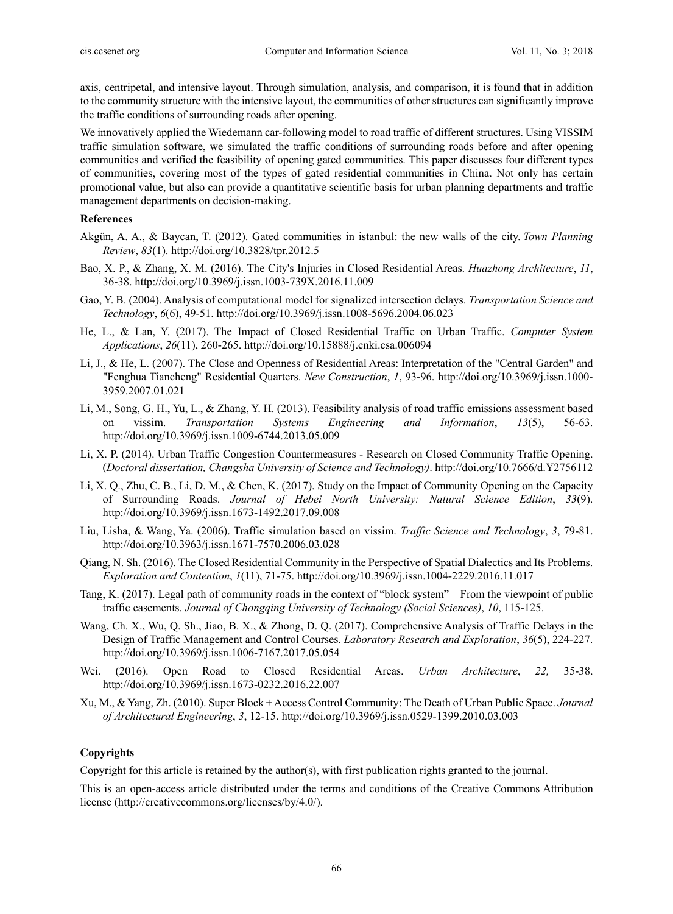axis, centripetal, and intensive layout. Through simulation, analysis, and comparison, it is found that in addition to the community structure with the intensive layout, the communities of other structures can significantly improve the traffic conditions of surrounding roads after opening.

We innovatively applied the Wiedemann car-following model to road traffic of different structures. Using VISSIM traffic simulation software, we simulated the traffic conditions of surrounding roads before and after opening communities and verified the feasibility of opening gated communities. This paper discusses four different types of communities, covering most of the types of gated residential communities in China. Not only has certain promotional value, but also can provide a quantitative scientific basis for urban planning departments and traffic management departments on decision-making.

**References**

Akgün, A. A., & Baycan, T. (2012). Gated communities in istanbul: the new walls of the city. *Town Planning Review*, *83*(1). http://doi.org/10.3828/tpr.2012.5

Bao, X. P., & Zhang, X. M. (2016). The City's Injuries in Closed Residential Areas. *Huazhong Architecture*, *11*, 36-38. http://doi.org/10.3969/j.issn.1003-739X.2016.11.009

Gao, Y. B. (2004). Analysis of computational model for signalized intersection delays. *Transportation Science and Technology*, *6*(6), 49-51. http://doi.org/10.3969/j.issn.1008-5696.2004.06.023

He, L., & Lan, Y. (2017). The Impact of Closed Residential Traffic on Urban Traffic. *Computer System Applications*, *26*(11), 260-265. http://doi.org/10.15888/j.cnki.csa.006094

Li, J., & He, L. (2007). The Close and Openness of Residential Areas: Interpretation of the "Central Garden" and "Fenghua Tiancheng" Residential Quarters. *New Construction*, *1*, 93-96. http://doi.org/10.3969/j.issn.1000-3959.2007.01.021

Li, M., Song, G. H., Yu, L., & Zhang, Y. H. (2013). Feasibility analysis of road traffic emissions assessment based on vissim. *Transportation Systems Engineering and Information*, *13*(5), 56-63. http://doi.org/10.3969/j.issn.1009-6744.2013.05.009

Li, X. P. (2014). Urban Traffic Congestion Countermeasures - Research on Closed Community Traffic Opening. (*Doctoral dissertation, Changsha University of Science and Technology)*. http://doi.org/10.7666/d.Y2756112

Li, X. Q., Zhu, C. B., Li, D. M., & Chen, K. (2017). Study on the Impact of Community Opening on the Capacity of Surrounding Roads. *Journal of Hebei North University: Natural Science Edition*, *33*(9). http://doi.org/10.3969/j.issn.1673-1492.2017.09.008

Liu, Lisha, & Wang, Ya. (2006). Traffic simulation based on vissim. *Traffic Science and Technology*, *3*, 79-81. http://doi.org/10.3963/j.issn.1671-7570.2006.03.028

Qiang, N. Sh. (2016). The Closed Residential Community in the Perspective of Spatial Dialectics and Its Problems. *Exploration and Contention*, *1*(11), 71-75. http://doi.org/10.3969/j.issn.1004-2229.2016.11.017

Tang, K. (2017). Legal path of community roads in the context of "block system"—From the viewpoint of public traffic easements. *Journal of Chongqing University of Technology (Social Sciences)*, *10*, 115-125.

Wang, Ch. X., Wu, Q. Sh., Jiao, B. X., & Zhong, D. Q. (2017). Comprehensive Analysis of Traffic Delays in the Design of Traffic Management and Control Courses. *Laboratory Research and Exploration*, *36*(5), 224-227. http://doi.org/10.3969/j.issn.1006-7167.2017.05.054

Wei. (2016). Open Road to Closed Residential Areas. *Urban Architecture*, *22,* 35-38. http://doi.org/10.3969/j.issn.1673-0232.2016.22.007

Xu, M., & Yang, Zh. (2010). Super Block + Access Control Community: The Death of Urban Public Space. *Journal of Architectural Engineering*, *3*, 12-15. http://doi.org/10.3969/j.issn.0529-1399.2010.03.003

**Copyrights**

Copyright for this article is retained by the author(s), with first publication rights granted to the journal.

This is an open-access article distributed under the terms and conditions of the Creative Commons Attribution license (http://creativecommons.org/licenses/by/4.0/).